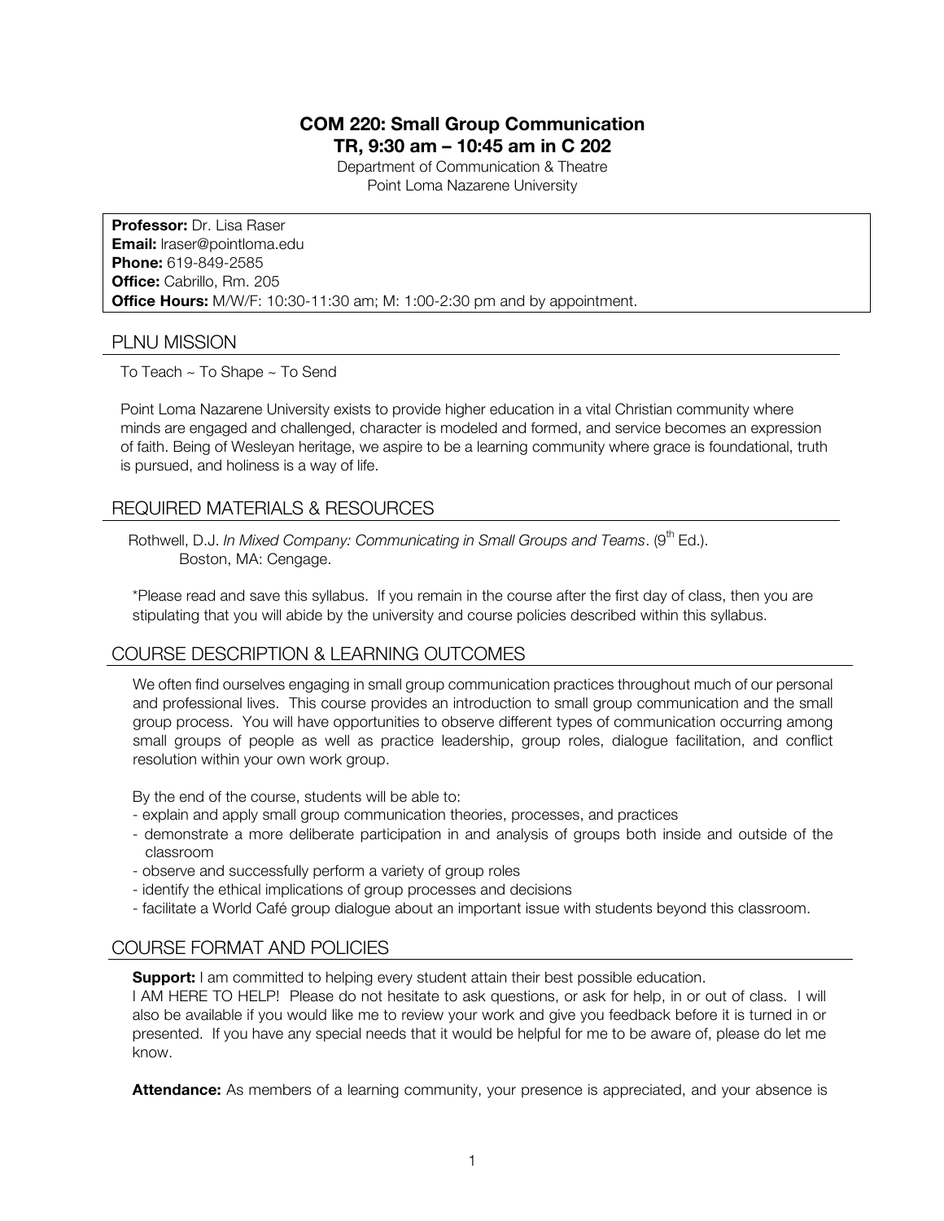# COM 220: Small Group Communication

**TR, 9:30 am – 10:45 am in C 202**

Department of Communication & Theatre
Point Loma Nazarene University

**Professor:** Dr. Lisa Raser
**Email:** lraser@pointloma.edu
**Phone:** 619-849-2585
**Office:** Cabrillo, Rm. 205
**Office Hours:** M/W/F: 10:30-11:30 am; M: 1:00-2:30 pm and by appointment.

## PLNU MISSION

To Teach ~ To Shape ~ To Send

Point Loma Nazarene University exists to provide higher education in a vital Christian community where minds are engaged and challenged, character is modeled and formed, and service becomes an expression of faith. Being of Wesleyan heritage, we aspire to be a learning community where grace is foundational, truth is pursued, and holiness is a way of life.

## REQUIRED MATERIALS & RESOURCES

Rothwell, D.J. *In Mixed Company: Communicating in Small Groups and Teams*. (9th Ed.). Boston, MA: Cengage.

*Please read and save this syllabus. If you remain in the course after the first day of class, then you are stipulating that you will abide by the university and course policies described within this syllabus.

## COURSE DESCRIPTION & LEARNING OUTCOMES

We often find ourselves engaging in small group communication practices throughout much of our personal and professional lives. This course provides an introduction to small group communication and the small group process. You will have opportunities to observe different types of communication occurring among small groups of people as well as practice leadership, group roles, dialogue facilitation, and conflict resolution within your own work group.

By the end of the course, students will be able to:

- explain and apply small group communication theories, processes, and practices
- demonstrate a more deliberate participation in and analysis of groups both inside and outside of the classroom
- observe and successfully perform a variety of group roles
- identify the ethical implications of group processes and decisions
- facilitate a World Café group dialogue about an important issue with students beyond this classroom.

## COURSE FORMAT AND POLICIES

**Support:** I am committed to helping every student attain their best possible education.
I AM HERE TO HELP! Please do not hesitate to ask questions, or ask for help, in or out of class. I will also be available if you would like me to review your work and give you feedback before it is turned in or presented. If you have any special needs that it would be helpful for me to be aware of, please do let me know.

**Attendance:** As members of a learning community, your presence is appreciated, and your absence is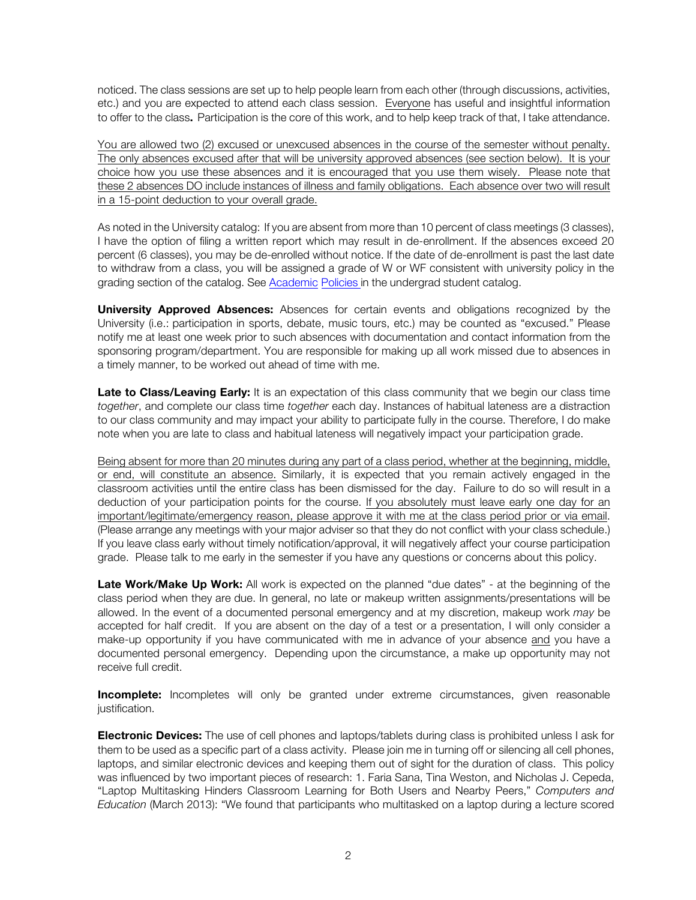noticed. The class sessions are set up to help people learn from each other (through discussions, activities, etc.) and you are expected to attend each class session. Everyone has useful and insightful information to offer to the class**.** Participation is the core of this work, and to help keep track of that, I take attendance.

You are allowed two (2) excused or unexcused absences in the course of the semester without penalty. The only absences excused after that will be university approved absences (see section below). It is your choice how you use these absences and it is encouraged that you use them wisely. Please note that these 2 absences DO include instances of illness and family obligations. Each absence over two will result in a 15-point deduction to your overall grade.

As noted in the University catalog: If you are absent from more than 10 percent of class meetings (3 classes), I have the option of filing a written report which may result in de-enrollment. If the absences exceed 20 percent (6 classes), you may be de-enrolled without notice. If the date of de-enrollment is past the last date to withdraw from a class, you will be assigned a grade of W or WF consistent with university policy in the grading section of the catalog. See Academic Policies in the undergrad student catalog.

**University Approved Absences:** Absences for certain events and obligations recognized by the University (i.e.: participation in sports, debate, music tours, etc.) may be counted as "excused." Please notify me at least one week prior to such absences with documentation and contact information from the sponsoring program/department. You are responsible for making up all work missed due to absences in a timely manner, to be worked out ahead of time with me.

**Late to Class/Leaving Early:** It is an expectation of this class community that we begin our class time *together*, and complete our class time *together* each day. Instances of habitual lateness are a distraction to our class community and may impact your ability to participate fully in the course. Therefore, I do make note when you are late to class and habitual lateness will negatively impact your participation grade.

Being absent for more than 20 minutes during any part of a class period, whether at the beginning, middle, or end, will constitute an absence. Similarly, it is expected that you remain actively engaged in the classroom activities until the entire class has been dismissed for the day. Failure to do so will result in a deduction of your participation points for the course. If you absolutely must leave early one day for an important/legitimate/emergency reason, please approve it with me at the class period prior or via email. (Please arrange any meetings with your major adviser so that they do not conflict with your class schedule.) If you leave class early without timely notification/approval, it will negatively affect your course participation grade. Please talk to me early in the semester if you have any questions or concerns about this policy.

**Late Work/Make Up Work:** All work is expected on the planned "due dates" - at the beginning of the class period when they are due. In general, no late or makeup written assignments/presentations will be allowed. In the event of a documented personal emergency and at my discretion, makeup work *may* be accepted for half credit. If you are absent on the day of a test or a presentation, I will only consider a make-up opportunity if you have communicated with me in advance of your absence and you have a documented personal emergency. Depending upon the circumstance, a make up opportunity may not receive full credit.

**Incomplete:** Incompletes will only be granted under extreme circumstances, given reasonable justification.

**Electronic Devices:** The use of cell phones and laptops/tablets during class is prohibited unless I ask for them to be used as a specific part of a class activity. Please join me in turning off or silencing all cell phones, laptops, and similar electronic devices and keeping them out of sight for the duration of class. This policy was influenced by two important pieces of research: 1. Faria Sana, Tina Weston, and Nicholas J. Cepeda, "Laptop Multitasking Hinders Classroom Learning for Both Users and Nearby Peers," *Computers and Education* (March 2013): "We found that participants who multitasked on a laptop during a lecture scored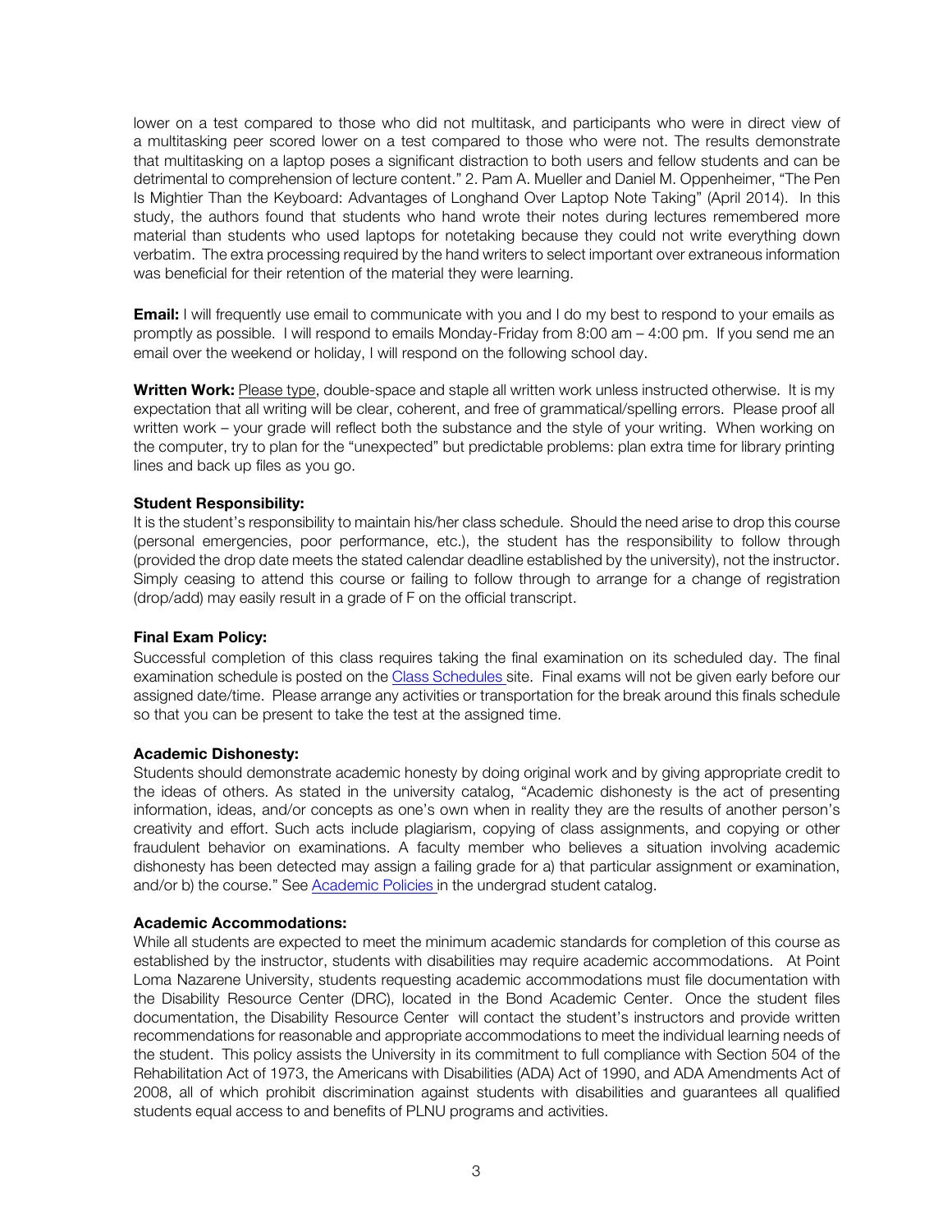lower on a test compared to those who did not multitask, and participants who were in direct view of a multitasking peer scored lower on a test compared to those who were not. The results demonstrate that multitasking on a laptop poses a significant distraction to both users and fellow students and can be detrimental to comprehension of lecture content." 2. Pam A. Mueller and Daniel M. Oppenheimer, "The Pen Is Mightier Than the Keyboard: Advantages of Longhand Over Laptop Note Taking" (April 2014). In this study, the authors found that students who hand wrote their notes during lectures remembered more material than students who used laptops for notetaking because they could not write everything down verbatim. The extra processing required by the hand writers to select important over extraneous information was beneficial for their retention of the material they were learning.

**Email:** I will frequently use email to communicate with you and I do my best to respond to your emails as promptly as possible. I will respond to emails Monday-Friday from 8:00 am – 4:00 pm. If you send me an email over the weekend or holiday, I will respond on the following school day.

**Written Work:** Please type, double-space and staple all written work unless instructed otherwise. It is my expectation that all writing will be clear, coherent, and free of grammatical/spelling errors. Please proof all written work – your grade will reflect both the substance and the style of your writing. When working on the computer, try to plan for the "unexpected" but predictable problems: plan extra time for library printing lines and back up files as you go.

**Student Responsibility:**

It is the student's responsibility to maintain his/her class schedule. Should the need arise to drop this course (personal emergencies, poor performance, etc.), the student has the responsibility to follow through (provided the drop date meets the stated calendar deadline established by the university), not the instructor. Simply ceasing to attend this course or failing to follow through to arrange for a change of registration (drop/add) may easily result in a grade of F on the official transcript.

**Final Exam Policy:**

Successful completion of this class requires taking the final examination on its scheduled day. The final examination schedule is posted on the Class Schedules site. Final exams will not be given early before our assigned date/time. Please arrange any activities or transportation for the break around this finals schedule so that you can be present to take the test at the assigned time.

**Academic Dishonesty:**

Students should demonstrate academic honesty by doing original work and by giving appropriate credit to the ideas of others. As stated in the university catalog, "Academic dishonesty is the act of presenting information, ideas, and/or concepts as one's own when in reality they are the results of another person's creativity and effort. Such acts include plagiarism, copying of class assignments, and copying or other fraudulent behavior on examinations. A faculty member who believes a situation involving academic dishonesty has been detected may assign a failing grade for a) that particular assignment or examination, and/or b) the course." See Academic Policies in the undergrad student catalog.

**Academic Accommodations:**

While all students are expected to meet the minimum academic standards for completion of this course as established by the instructor, students with disabilities may require academic accommodations. At Point Loma Nazarene University, students requesting academic accommodations must file documentation with the Disability Resource Center (DRC), located in the Bond Academic Center. Once the student files documentation, the Disability Resource Center will contact the student's instructors and provide written recommendations for reasonable and appropriate accommodations to meet the individual learning needs of the student. This policy assists the University in its commitment to full compliance with Section 504 of the Rehabilitation Act of 1973, the Americans with Disabilities (ADA) Act of 1990, and ADA Amendments Act of 2008, all of which prohibit discrimination against students with disabilities and guarantees all qualified students equal access to and benefits of PLNU programs and activities.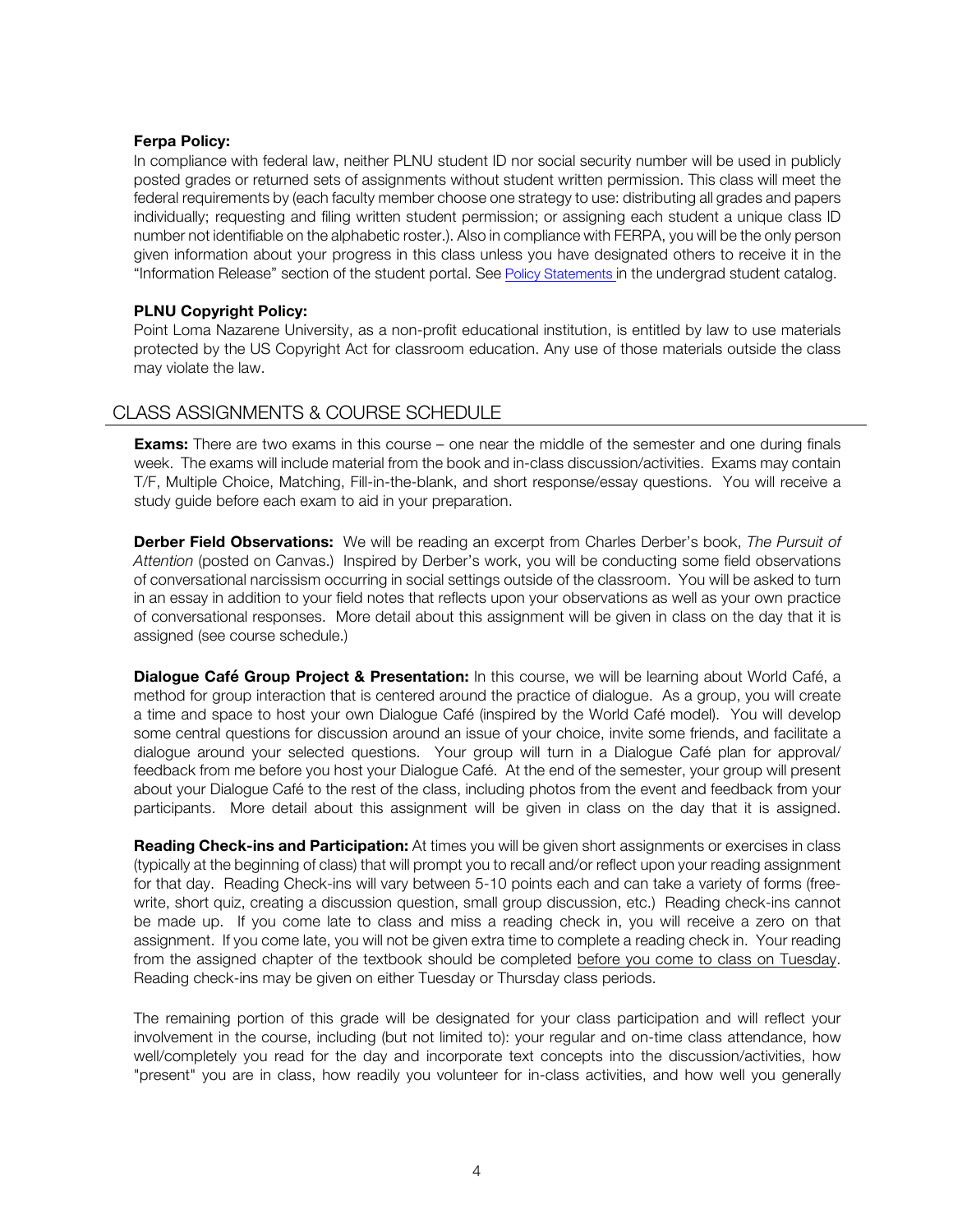**Ferpa Policy:**

In compliance with federal law, neither PLNU student ID nor social security number will be used in publicly posted grades or returned sets of assignments without student written permission. This class will meet the federal requirements by (each faculty member choose one strategy to use: distributing all grades and papers individually; requesting and filing written student permission; or assigning each student a unique class ID number not identifiable on the alphabetic roster.). Also in compliance with FERPA, you will be the only person given information about your progress in this class unless you have designated others to receive it in the "Information Release" section of the student portal. See Policy Statements in the undergrad student catalog.

**PLNU Copyright Policy:**

Point Loma Nazarene University, as a non-profit educational institution, is entitled by law to use materials protected by the US Copyright Act for classroom education. Any use of those materials outside the class may violate the law.

## CLASS ASSIGNMENTS & COURSE SCHEDULE

**Exams:** There are two exams in this course – one near the middle of the semester and one during finals week. The exams will include material from the book and in-class discussion/activities. Exams may contain T/F, Multiple Choice, Matching, Fill-in-the-blank, and short response/essay questions. You will receive a study guide before each exam to aid in your preparation.

**Derber Field Observations:** We will be reading an excerpt from Charles Derber's book, *The Pursuit of Attention* (posted on Canvas.) Inspired by Derber's work, you will be conducting some field observations of conversational narcissism occurring in social settings outside of the classroom. You will be asked to turn in an essay in addition to your field notes that reflects upon your observations as well as your own practice of conversational responses. More detail about this assignment will be given in class on the day that it is assigned (see course schedule.)

**Dialogue Café Group Project & Presentation:** In this course, we will be learning about World Café, a method for group interaction that is centered around the practice of dialogue. As a group, you will create a time and space to host your own Dialogue Café (inspired by the World Café model). You will develop some central questions for discussion around an issue of your choice, invite some friends, and facilitate a dialogue around your selected questions. Your group will turn in a Dialogue Café plan for approval/ feedback from me before you host your Dialogue Café. At the end of the semester, your group will present about your Dialogue Café to the rest of the class, including photos from the event and feedback from your participants. More detail about this assignment will be given in class on the day that it is assigned.

**Reading Check-ins and Participation:** At times you will be given short assignments or exercises in class (typically at the beginning of class) that will prompt you to recall and/or reflect upon your reading assignment for that day. Reading Check-ins will vary between 5-10 points each and can take a variety of forms (free-write, short quiz, creating a discussion question, small group discussion, etc.) Reading check-ins cannot be made up. If you come late to class and miss a reading check in, you will receive a zero on that assignment. If you come late, you will not be given extra time to complete a reading check in. Your reading from the assigned chapter of the textbook should be completed before you come to class on Tuesday. Reading check-ins may be given on either Tuesday or Thursday class periods.

The remaining portion of this grade will be designated for your class participation and will reflect your involvement in the course, including (but not limited to): your regular and on-time class attendance, how well/completely you read for the day and incorporate text concepts into the discussion/activities, how "present" you are in class, how readily you volunteer for in-class activities, and how well you generally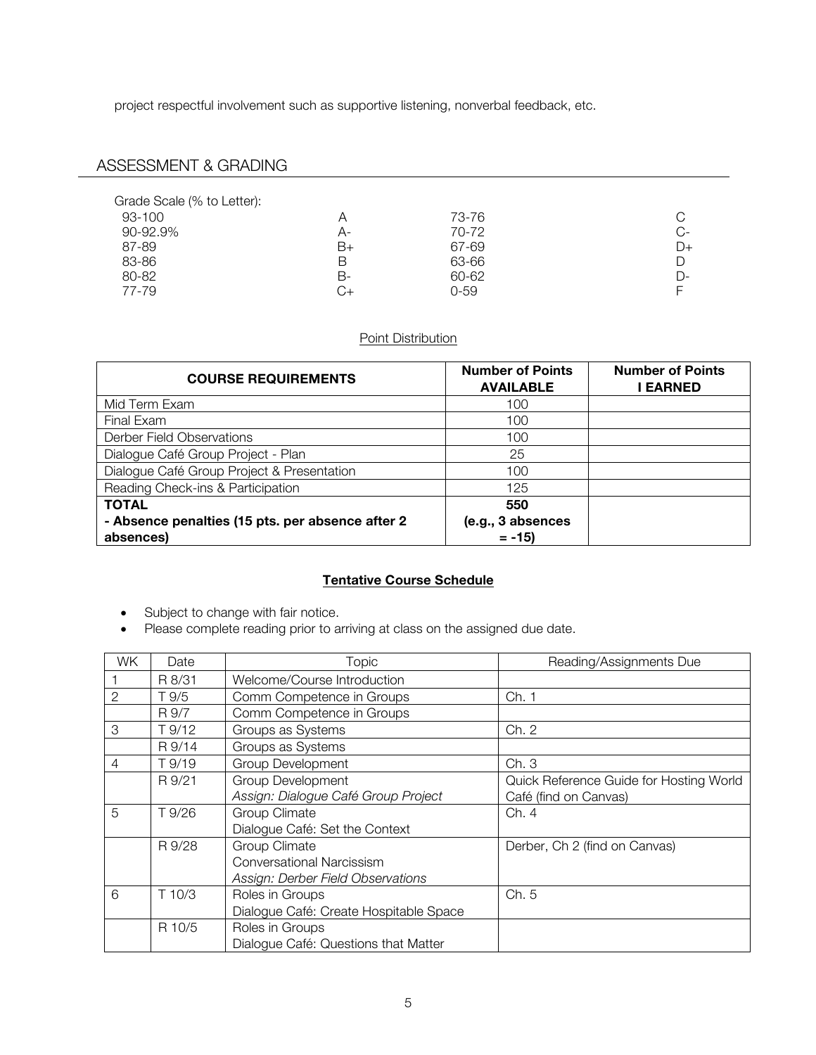project respectful involvement such as supportive listening, nonverbal feedback, etc.

## ASSESSMENT & GRADING

Grade Scale (% to Letter):

| | | | |
|---|---|---|---|
| 93-100 | A | 73-76 | C |
| 90-92.9% | A- | 70-72 | C- |
| 87-89 | B+ | 67-69 | D+ |
| 83-86 | B | 63-66 | D |
| 80-82 | B- | 60-62 | D- |
| 77-79 | C+ | 0-59 | F |

Point Distribution

| COURSE REQUIREMENTS | Number of Points AVAILABLE | Number of Points I EARNED |
|---|---|---|
| Mid Term Exam | 100 | |
| Final Exam | 100 | |
| Derber Field Observations | 100 | |
| Dialogue Café Group Project - Plan | 25 | |
| Dialogue Café Group Project & Presentation | 100 | |
| Reading Check-ins & Participation | 125 | |
| **TOTAL** | **550** | |
| **- Absence penalties (15 pts. per absence after 2 absences)** | **(e.g., 3 absences = -15)** | |

**Tentative Course Schedule**

- Subject to change with fair notice.
- Please complete reading prior to arriving at class on the assigned due date.

| WK | Date | Topic | Reading/Assignments Due |
|---|---|---|---|
| 1 | R 8/31 | Welcome/Course Introduction | |
| 2 | T 9/5 | Comm Competence in Groups | Ch. 1 |
| | R 9/7 | Comm Competence in Groups | |
| 3 | T 9/12 | Groups as Systems | Ch. 2 |
| | R 9/14 | Groups as Systems | |
| 4 | T 9/19 | Group Development | Ch. 3 |
| | R 9/21 | Group Development<br>*Assign: Dialogue Café Group Project* | Quick Reference Guide for Hosting World Café (find on Canvas) |
| 5 | T 9/26 | Group Climate<br>Dialogue Café: Set the Context | Ch. 4 |
| | R 9/28 | Group Climate<br>Conversational Narcissism<br>*Assign: Derber Field Observations* | Derber, Ch 2 (find on Canvas) |
| 6 | T 10/3 | Roles in Groups<br>Dialogue Café: Create Hospitable Space | Ch. 5 |
| | R 10/5 | Roles in Groups<br>Dialogue Café: Questions that Matter | |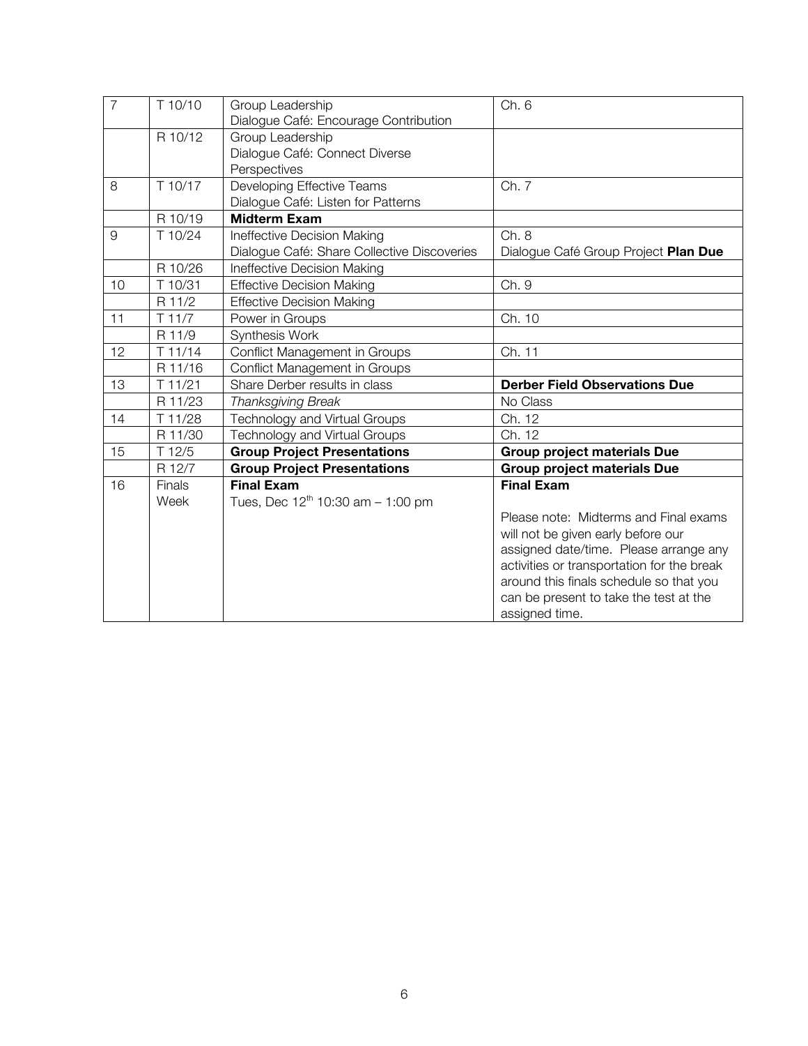| | | | |
|---|---|---|---|
| 7 | T 10/10 | Group Leadership<br>Dialogue Café: Encourage Contribution | Ch. 6 |
| | R 10/12 | Group Leadership<br>Dialogue Café: Connect Diverse Perspectives | |
| 8 | T 10/17 | Developing Effective Teams<br>Dialogue Café: Listen for Patterns | Ch. 7 |
| | R 10/19 | **Midterm Exam** | |
| 9 | T 10/24 | Ineffective Decision Making<br>Dialogue Café: Share Collective Discoveries | Ch. 8<br>Dialogue Café Group Project **Plan Due** |
| | R 10/26 | Ineffective Decision Making | |
| 10 | T 10/31 | Effective Decision Making | Ch. 9 |
| | R 11/2 | Effective Decision Making | |
| 11 | T 11/7 | Power in Groups | Ch. 10 |
| | R 11/9 | Synthesis Work | |
| 12 | T 11/14 | Conflict Management in Groups | Ch. 11 |
| | R 11/16 | Conflict Management in Groups | |
| 13 | T 11/21 | Share Derber results in class | **Derber Field Observations Due** |
| | R 11/23 | *Thanksgiving Break* | No Class |
| 14 | T 11/28 | Technology and Virtual Groups | Ch. 12 |
| | R 11/30 | Technology and Virtual Groups | Ch. 12 |
| 15 | T 12/5 | **Group Project Presentations** | **Group project materials Due** |
| | R 12/7 | **Group Project Presentations** | **Group project materials Due** |
| 16 | Finals Week | **Final Exam**<br>Tues, Dec 12th 10:30 am – 1:00 pm | **Final Exam**<br><br>Please note: Midterms and Final exams will not be given early before our assigned date/time. Please arrange any activities or transportation for the break around this finals schedule so that you can be present to take the test at the assigned time. |